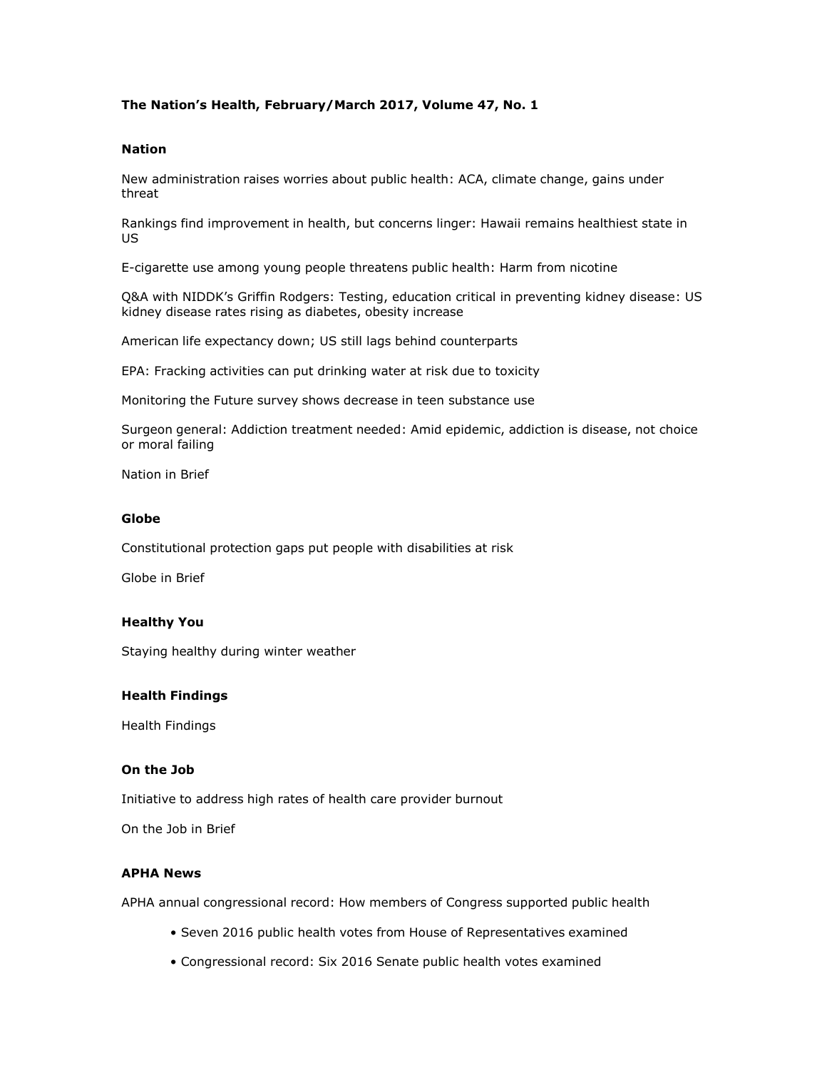**The Nation's Health, February/March 2017, Volume 47, No. 1**

## Nation

New administration raises worries about public health: ACA, climate change, gains under threat

Rankings find improvement in health, but concerns linger: Hawaii remains healthiest state in US

E-cigarette use among young people threatens public health: Harm from nicotine

Q&A with NIDDK's Griffin Rodgers: Testing, education critical in preventing kidney disease: US kidney disease rates rising as diabetes, obesity increase

American life expectancy down; US still lags behind counterparts

EPA: Fracking activities can put drinking water at risk due to toxicity

Monitoring the Future survey shows decrease in teen substance use

Surgeon general: Addiction treatment needed: Amid epidemic, addiction is disease, not choice or moral failing

Nation in Brief

## Globe

Constitutional protection gaps put people with disabilities at risk

Globe in Brief

## Healthy You

Staying healthy during winter weather

## Health Findings

Health Findings

## On the Job

Initiative to address high rates of health care provider burnout

On the Job in Brief

## APHA News

APHA annual congressional record: How members of Congress supported public health

- Seven 2016 public health votes from House of Representatives examined
- Congressional record: Six 2016 Senate public health votes examined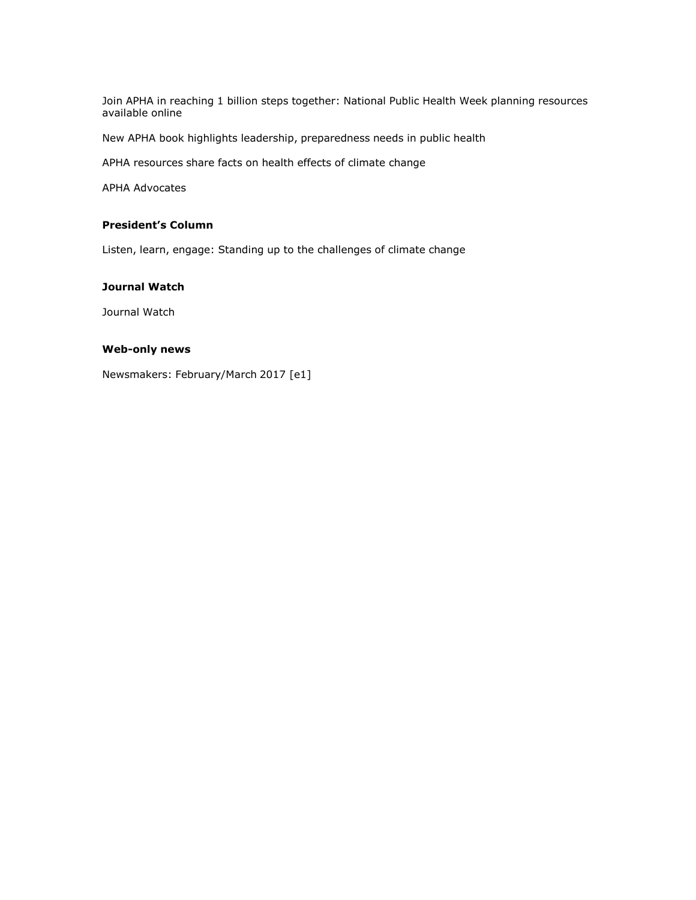Join APHA in reaching 1 billion steps together: National Public Health Week planning resources available online

New APHA book highlights leadership, preparedness needs in public health

APHA resources share facts on health effects of climate change

APHA Advocates

## President's Column

Listen, learn, engage: Standing up to the challenges of climate change

## Journal Watch

Journal Watch

## Web-only news

Newsmakers: February/March 2017 [e1]